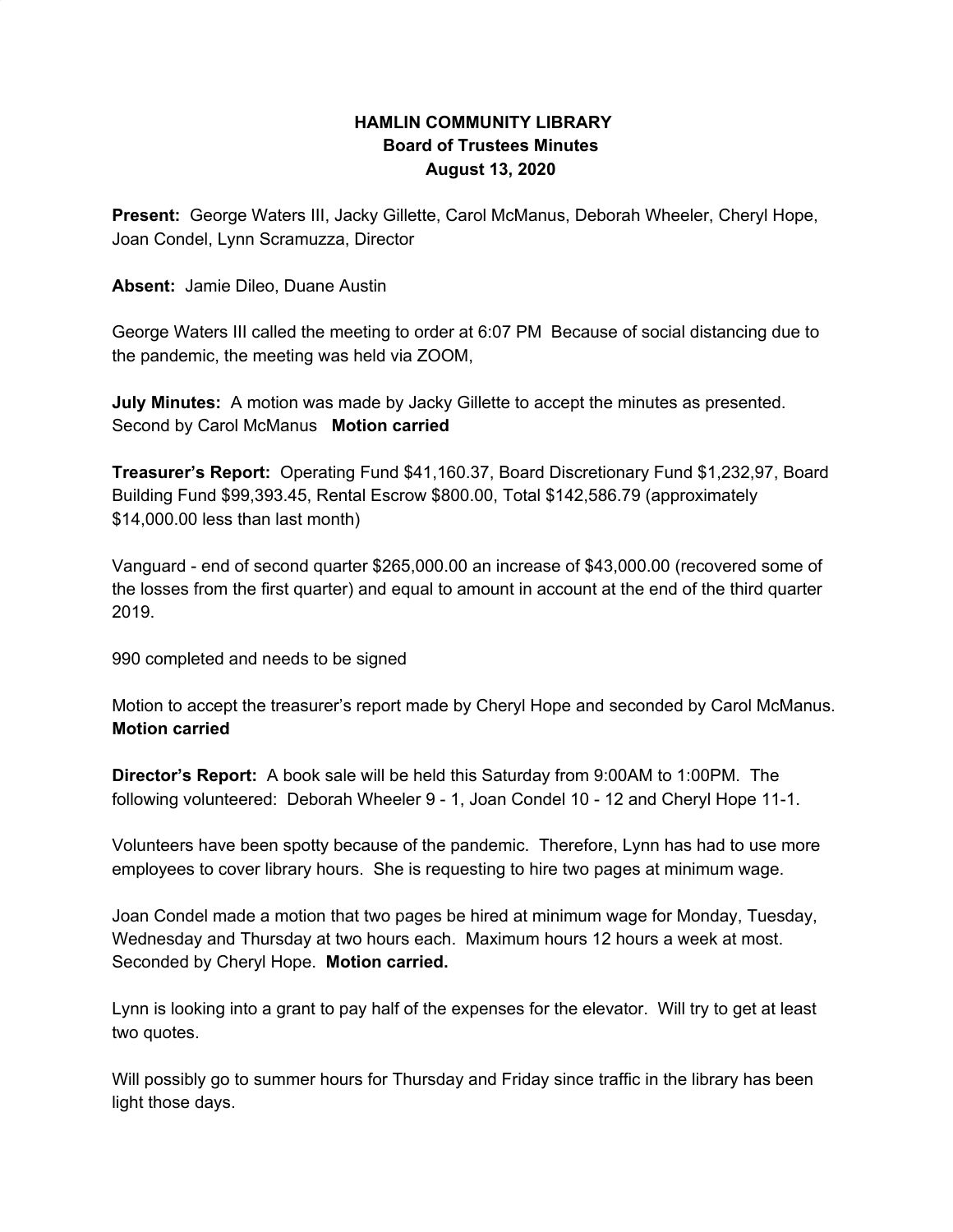# HAMLIN COMMUNITY LIBRARY
## Board of Trustees Minutes
### August 13, 2020

**Present:** George Waters III, Jacky Gillette, Carol McManus, Deborah Wheeler, Cheryl Hope, Joan Condel, Lynn Scramuzza, Director

**Absent:** Jamie Dileo, Duane Austin

George Waters III called the meeting to order at 6:07 PM Because of social distancing due to the pandemic, the meeting was held via ZOOM,

**July Minutes:** A motion was made by Jacky Gillette to accept the minutes as presented. Second by Carol McManus **Motion carried**

**Treasurer's Report:** Operating Fund $41,160.37, Board Discretionary Fund $1,232,97, Board Building Fund $99,393.45, Rental Escrow $800.00, Total $142,586.79 (approximately $14,000.00 less than last month)

Vanguard - end of second quarter $265,000.00 an increase of $43,000.00 (recovered some of the losses from the first quarter) and equal to amount in account at the end of the third quarter 2019.

990 completed and needs to be signed

Motion to accept the treasurer's report made by Cheryl Hope and seconded by Carol McManus. **Motion carried**

**Director's Report:** A book sale will be held this Saturday from 9:00AM to 1:00PM. The following volunteered: Deborah Wheeler 9 - 1, Joan Condel 10 - 12 and Cheryl Hope 11-1.

Volunteers have been spotty because of the pandemic. Therefore, Lynn has had to use more employees to cover library hours. She is requesting to hire two pages at minimum wage.

Joan Condel made a motion that two pages be hired at minimum wage for Monday, Tuesday, Wednesday and Thursday at two hours each. Maximum hours 12 hours a week at most. Seconded by Cheryl Hope. **Motion carried.**

Lynn is looking into a grant to pay half of the expenses for the elevator. Will try to get at least two quotes.

Will possibly go to summer hours for Thursday and Friday since traffic in the library has been light those days.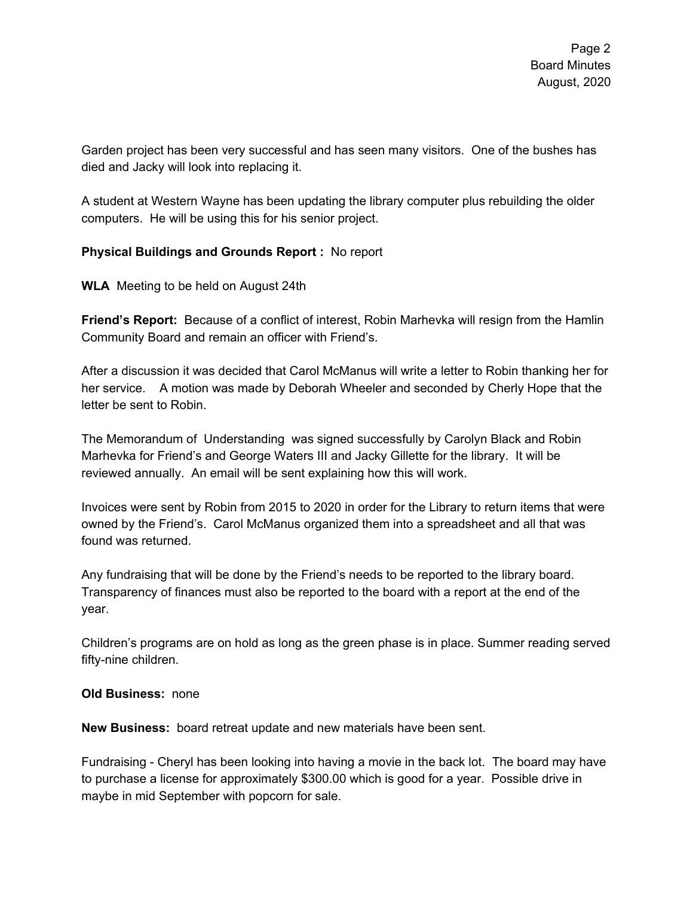Garden project has been very successful and has seen many visitors. One of the bushes has died and Jacky will look into replacing it.

A student at Western Wayne has been updating the library computer plus rebuilding the older computers. He will be using this for his senior project.

**Physical Buildings and Grounds Report :** No report

**WLA** Meeting to be held on August 24th

**Friend's Report:** Because of a conflict of interest, Robin Marhevka will resign from the Hamlin Community Board and remain an officer with Friend's.

After a discussion it was decided that Carol McManus will write a letter to Robin thanking her for her service. A motion was made by Deborah Wheeler and seconded by Cherly Hope that the letter be sent to Robin.

The Memorandum of Understanding was signed successfully by Carolyn Black and Robin Marhevka for Friend's and George Waters III and Jacky Gillette for the library. It will be reviewed annually. An email will be sent explaining how this will work.

Invoices were sent by Robin from 2015 to 2020 in order for the Library to return items that were owned by the Friend's. Carol McManus organized them into a spreadsheet and all that was found was returned.

Any fundraising that will be done by the Friend's needs to be reported to the library board. Transparency of finances must also be reported to the board with a report at the end of the year.

Children's programs are on hold as long as the green phase is in place. Summer reading served fifty-nine children.

**Old Business:** none

**New Business:** board retreat update and new materials have been sent.

Fundraising - Cheryl has been looking into having a movie in the back lot. The board may have to purchase a license for approximately $300.00 which is good for a year. Possible drive in maybe in mid September with popcorn for sale.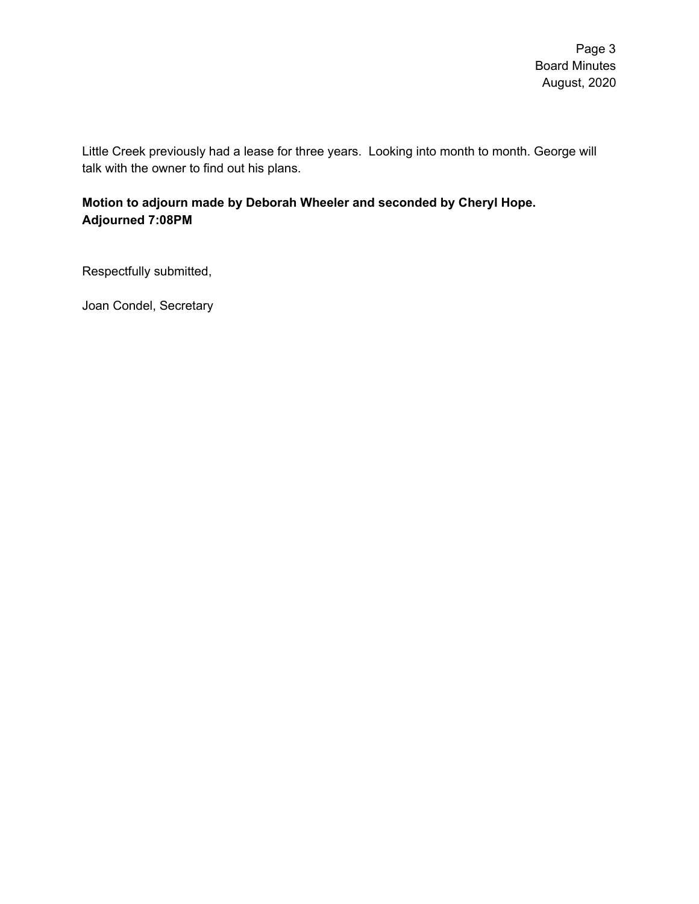Little Creek previously had a lease for three years.  Looking into month to month. George will talk with the owner to find out his plans.

**Motion to adjourn made by Deborah Wheeler and seconded by Cheryl Hope.**
**Adjourned 7:08PM**

Respectfully submitted,

Joan Condel, Secretary